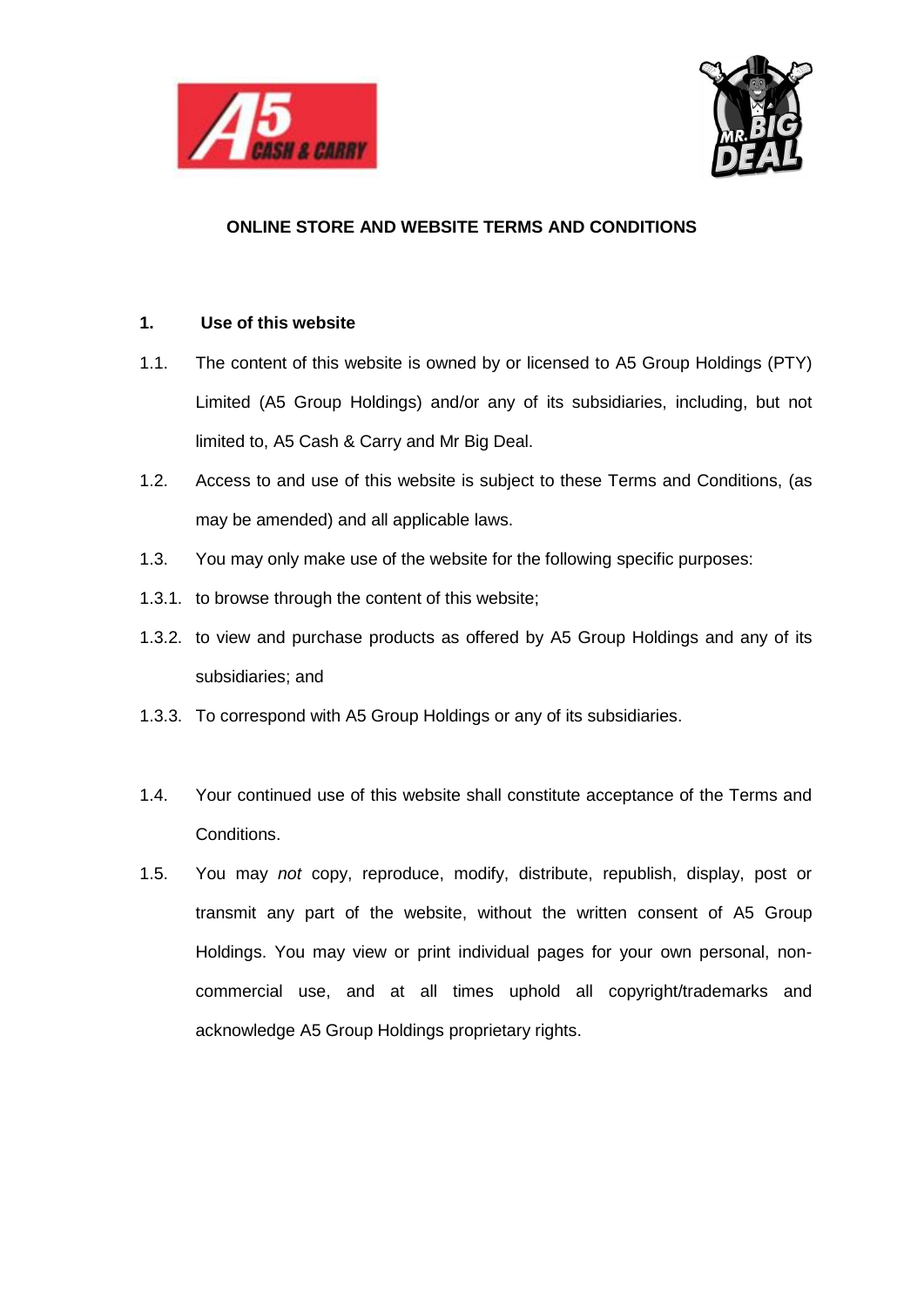# ONLINE STORE AND WEBSITE TERMS AND CONDITIONS

## 1. Use of this website

1.1. The content of this website is owned by or licensed to A5 Group Holdings (PTY) Limited (A5 Group Holdings) and/or any of its subsidiaries, including, but not limited to, A5 Cash & Carry and Mr Big Deal.

1.2. Access to and use of this website is subject to these Terms and Conditions, (as may be amended) and all applicable laws.

1.3. You may only make use of the website for the following specific purposes:

1.3.1. to browse through the content of this website;

1.3.2. to view and purchase products as offered by A5 Group Holdings and any of its subsidiaries; and

1.3.3. To correspond with A5 Group Holdings or any of its subsidiaries.

1.4. Your continued use of this website shall constitute acceptance of the Terms and Conditions.

1.5. You may *not* copy, reproduce, modify, distribute, republish, display, post or transmit any part of the website, without the written consent of A5 Group Holdings. You may view or print individual pages for your own personal, non-commercial use, and at all times uphold all copyright/trademarks and acknowledge A5 Group Holdings proprietary rights.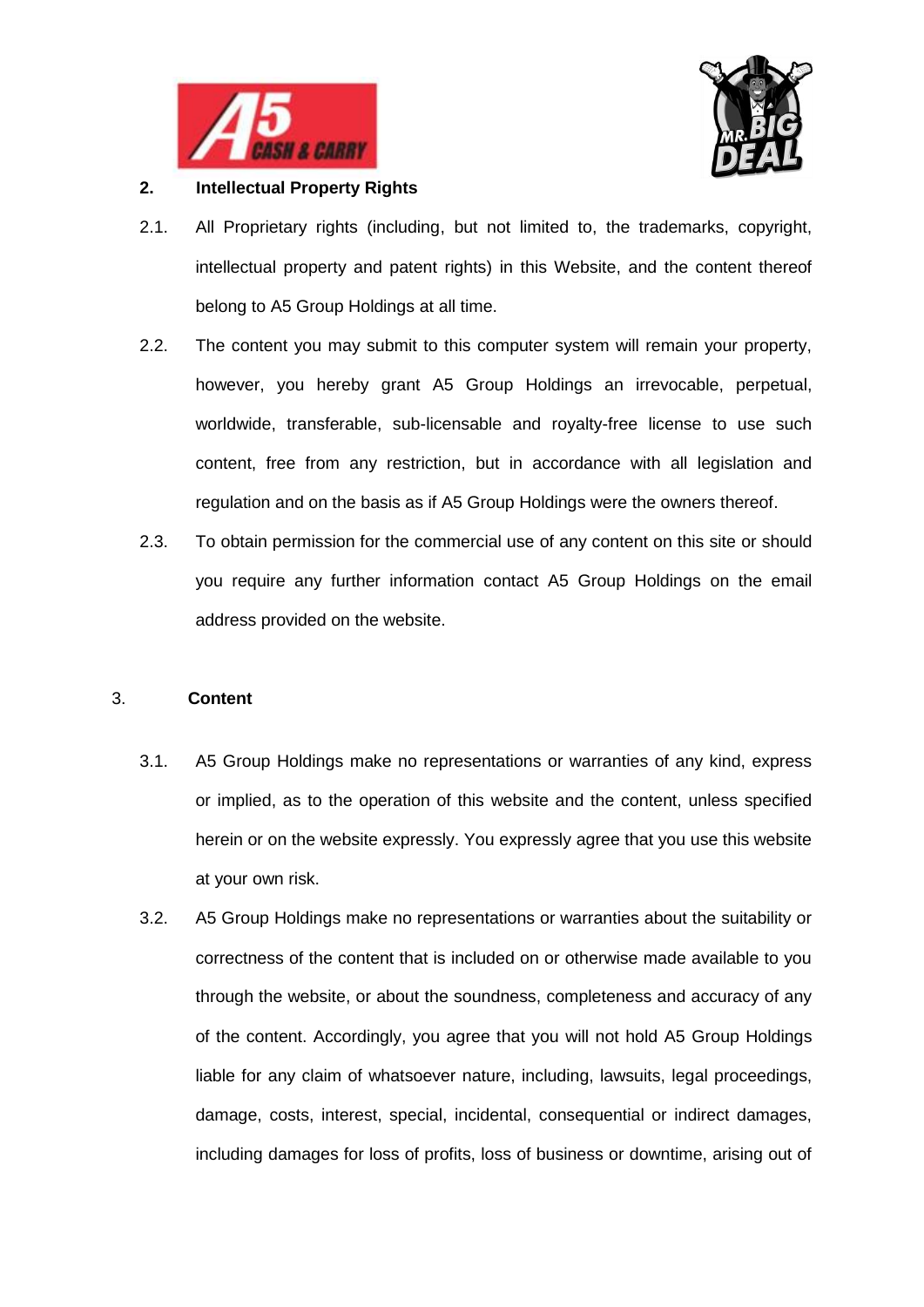## 2. Intellectual Property Rights

2.1. All Proprietary rights (including, but not limited to, the trademarks, copyright, intellectual property and patent rights) in this Website, and the content thereof belong to A5 Group Holdings at all time.

2.2. The content you may submit to this computer system will remain your property, however, you hereby grant A5 Group Holdings an irrevocable, perpetual, worldwide, transferable, sub-licensable and royalty-free license to use such content, free from any restriction, but in accordance with all legislation and regulation and on the basis as if A5 Group Holdings were the owners thereof.

2.3. To obtain permission for the commercial use of any content on this site or should you require any further information contact A5 Group Holdings on the email address provided on the website.

## 3. Content

3.1. A5 Group Holdings make no representations or warranties of any kind, express or implied, as to the operation of this website and the content, unless specified herein or on the website expressly. You expressly agree that you use this website at your own risk.

3.2. A5 Group Holdings make no representations or warranties about the suitability or correctness of the content that is included on or otherwise made available to you through the website, or about the soundness, completeness and accuracy of any of the content. Accordingly, you agree that you will not hold A5 Group Holdings liable for any claim of whatsoever nature, including, lawsuits, legal proceedings, damage, costs, interest, special, incidental, consequential or indirect damages, including damages for loss of profits, loss of business or downtime, arising out of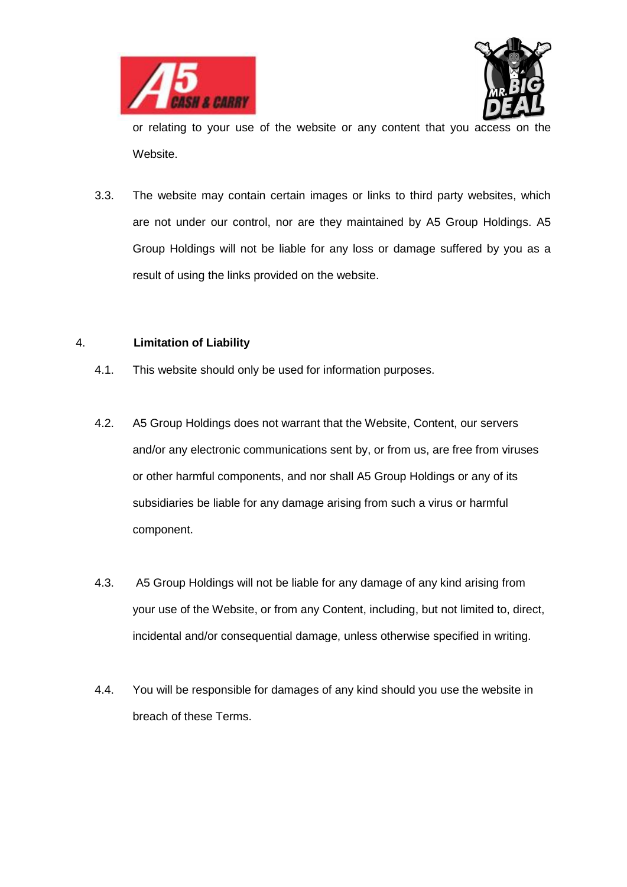or relating to your use of the website or any content that you access on the Website.

3.3. The website may contain certain images or links to third party websites, which are not under our control, nor are they maintained by A5 Group Holdings. A5 Group Holdings will not be liable for any loss or damage suffered by you as a result of using the links provided on the website.

## 4. Limitation of Liability

4.1. This website should only be used for information purposes.

4.2. A5 Group Holdings does not warrant that the Website, Content, our servers and/or any electronic communications sent by, or from us, are free from viruses or other harmful components, and nor shall A5 Group Holdings or any of its subsidiaries be liable for any damage arising from such a virus or harmful component.

4.3. A5 Group Holdings will not be liable for any damage of any kind arising from your use of the Website, or from any Content, including, but not limited to, direct, incidental and/or consequential damage, unless otherwise specified in writing.

4.4. You will be responsible for damages of any kind should you use the website in breach of these Terms.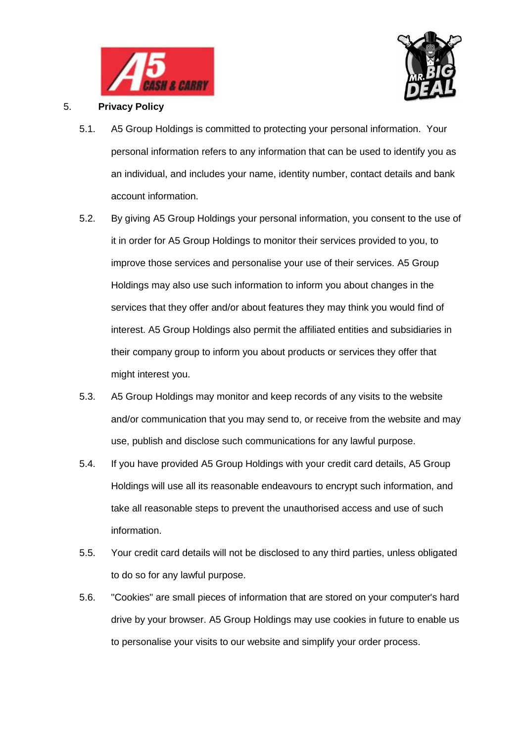## 5. Privacy Policy

5.1. A5 Group Holdings is committed to protecting your personal information. Your personal information refers to any information that can be used to identify you as an individual, and includes your name, identity number, contact details and bank account information.

5.2. By giving A5 Group Holdings your personal information, you consent to the use of it in order for A5 Group Holdings to monitor their services provided to you, to improve those services and personalise your use of their services. A5 Group Holdings may also use such information to inform you about changes in the services that they offer and/or about features they may think you would find of interest. A5 Group Holdings also permit the affiliated entities and subsidiaries in their company group to inform you about products or services they offer that might interest you.

5.3. A5 Group Holdings may monitor and keep records of any visits to the website and/or communication that you may send to, or receive from the website and may use, publish and disclose such communications for any lawful purpose.

5.4. If you have provided A5 Group Holdings with your credit card details, A5 Group Holdings will use all its reasonable endeavours to encrypt such information, and take all reasonable steps to prevent the unauthorised access and use of such information.

5.5. Your credit card details will not be disclosed to any third parties, unless obligated to do so for any lawful purpose.

5.6. "Cookies" are small pieces of information that are stored on your computer's hard drive by your browser. A5 Group Holdings may use cookies in future to enable us to personalise your visits to our website and simplify your order process.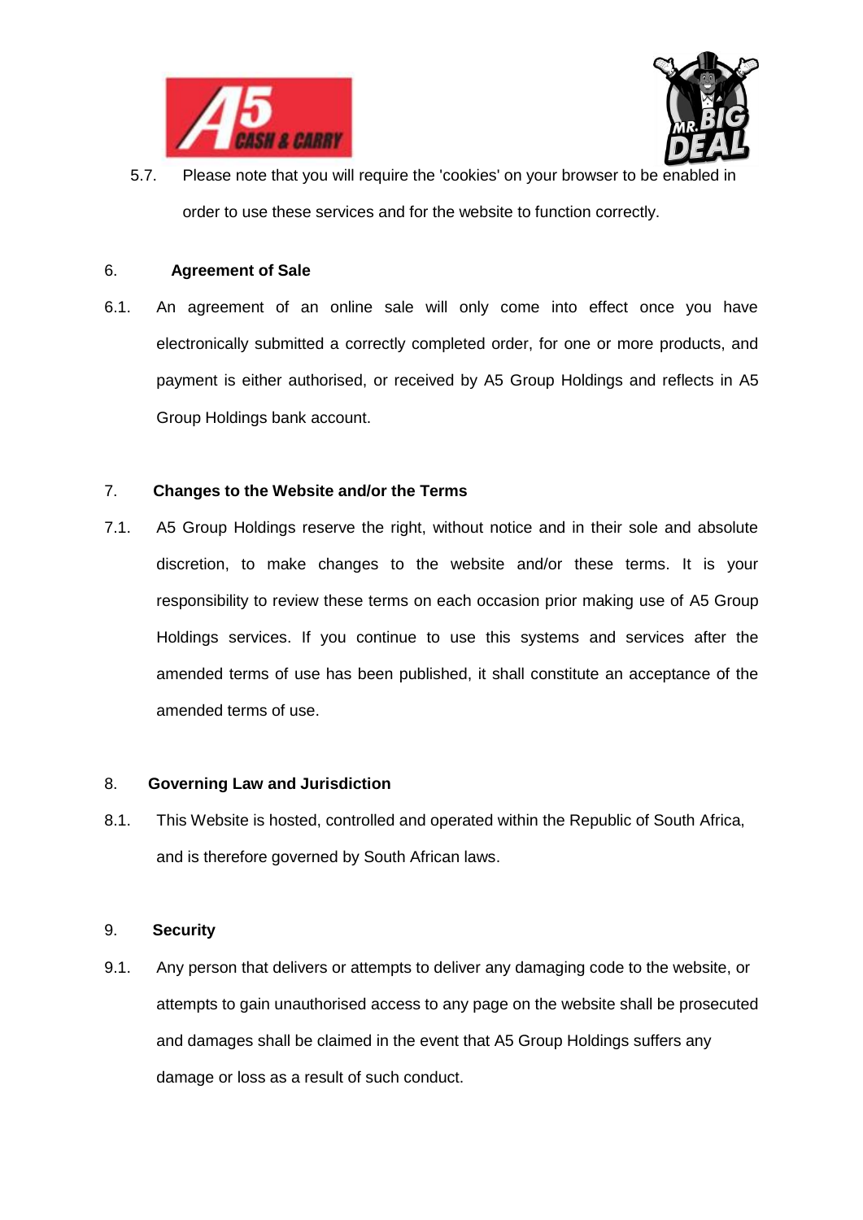5.7. Please note that you will require the 'cookies' on your browser to be enabled in order to use these services and for the website to function correctly.

## 6. Agreement of Sale

6.1. An agreement of an online sale will only come into effect once you have electronically submitted a correctly completed order, for one or more products, and payment is either authorised, or received by A5 Group Holdings and reflects in A5 Group Holdings bank account.

## 7. Changes to the Website and/or the Terms

7.1. A5 Group Holdings reserve the right, without notice and in their sole and absolute discretion, to make changes to the website and/or these terms. It is your responsibility to review these terms on each occasion prior making use of A5 Group Holdings services. If you continue to use this systems and services after the amended terms of use has been published, it shall constitute an acceptance of the amended terms of use.

## 8. Governing Law and Jurisdiction

8.1. This Website is hosted, controlled and operated within the Republic of South Africa, and is therefore governed by South African laws.

## 9. Security

9.1. Any person that delivers or attempts to deliver any damaging code to the website, or attempts to gain unauthorised access to any page on the website shall be prosecuted and damages shall be claimed in the event that A5 Group Holdings suffers any damage or loss as a result of such conduct.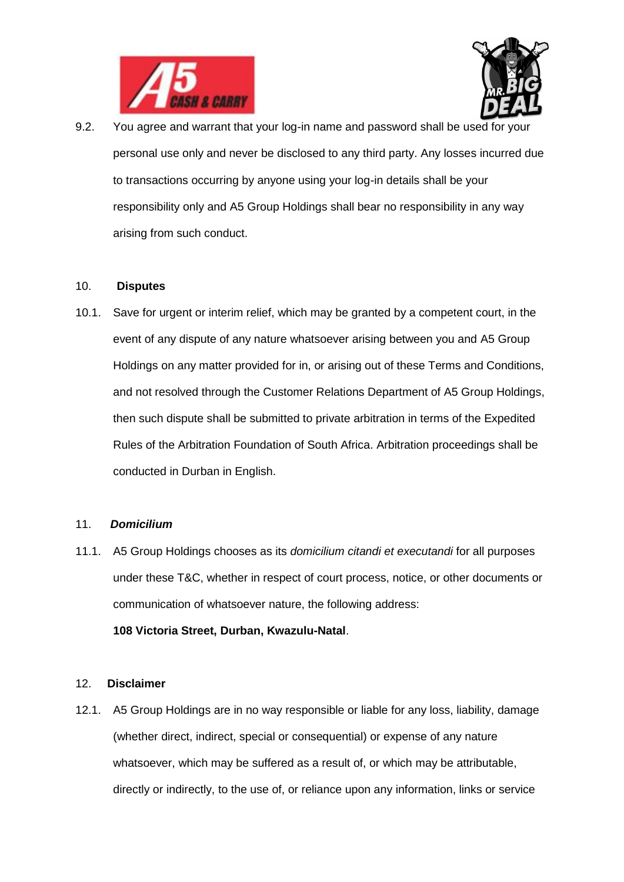9.2. You agree and warrant that your log-in name and password shall be used for your personal use only and never be disclosed to any third party. Any losses incurred due to transactions occurring by anyone using your log-in details shall be your responsibility only and A5 Group Holdings shall bear no responsibility in any way arising from such conduct.

## 10. **Disputes**

10.1. Save for urgent or interim relief, which may be granted by a competent court, in the event of any dispute of any nature whatsoever arising between you and A5 Group Holdings on any matter provided for in, or arising out of these Terms and Conditions, and not resolved through the Customer Relations Department of A5 Group Holdings, then such dispute shall be submitted to private arbitration in terms of the Expedited Rules of the Arbitration Foundation of South Africa. Arbitration proceedings shall be conducted in Durban in English.

## 11. ***Domicilium***

11.1. A5 Group Holdings chooses as its *domicilium citandi et executandi* for all purposes under these T&C, whether in respect of court process, notice, or other documents or communication of whatsoever nature, the following address:

**108 Victoria Street, Durban, Kwazulu-Natal**.

## 12. **Disclaimer**

12.1. A5 Group Holdings are in no way responsible or liable for any loss, liability, damage (whether direct, indirect, special or consequential) or expense of any nature whatsoever, which may be suffered as a result of, or which may be attributable, directly or indirectly, to the use of, or reliance upon any information, links or service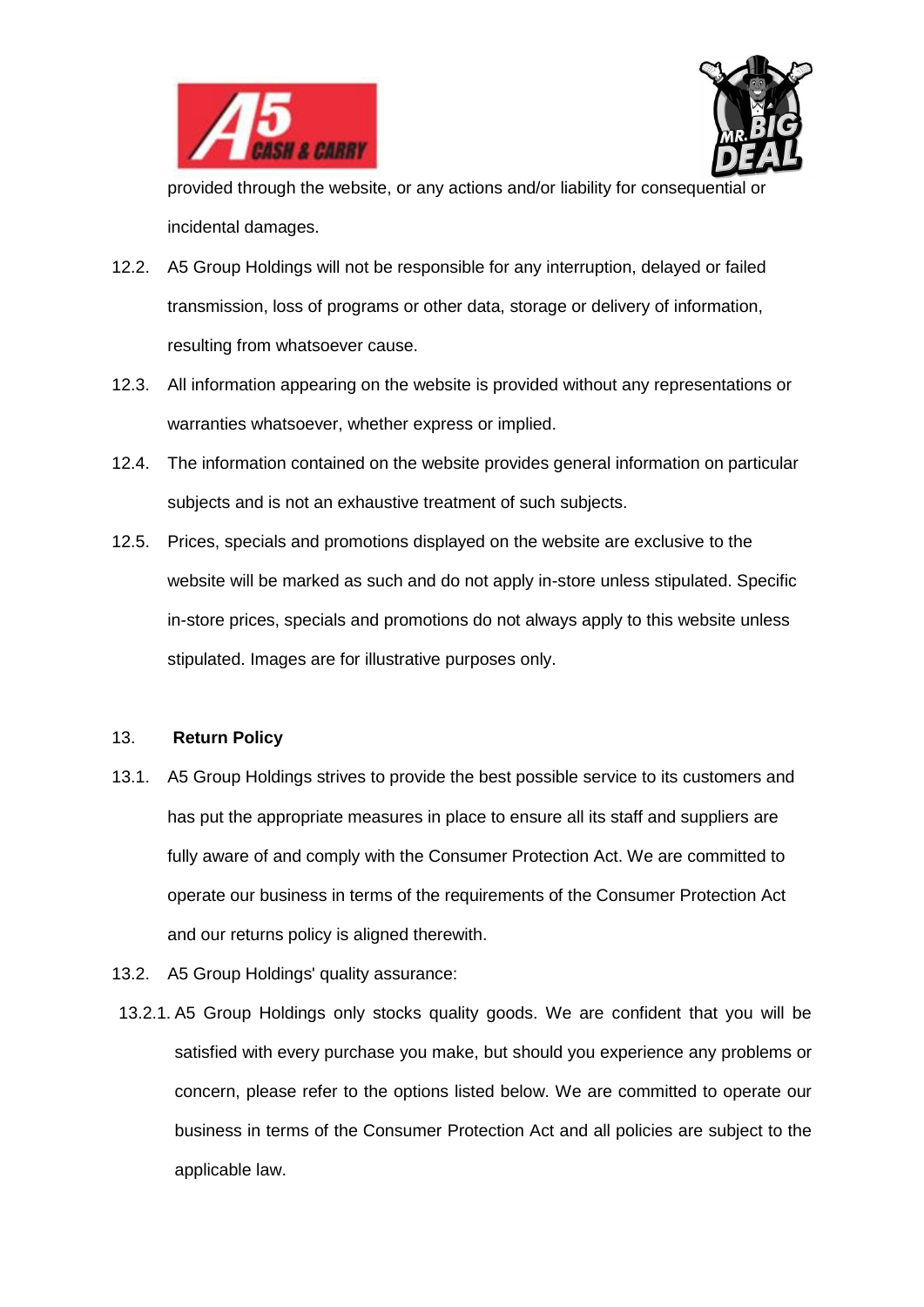provided through the website, or any actions and/or liability for consequential or incidental damages.

12.2. A5 Group Holdings will not be responsible for any interruption, delayed or failed transmission, loss of programs or other data, storage or delivery of information, resulting from whatsoever cause.

12.3. All information appearing on the website is provided without any representations or warranties whatsoever, whether express or implied.

12.4. The information contained on the website provides general information on particular subjects and is not an exhaustive treatment of such subjects.

12.5. Prices, specials and promotions displayed on the website are exclusive to the website will be marked as such and do not apply in-store unless stipulated. Specific in-store prices, specials and promotions do not always apply to this website unless stipulated. Images are for illustrative purposes only.

## 13. **Return Policy**

13.1. A5 Group Holdings strives to provide the best possible service to its customers and has put the appropriate measures in place to ensure all its staff and suppliers are fully aware of and comply with the Consumer Protection Act. We are committed to operate our business in terms of the requirements of the Consumer Protection Act and our returns policy is aligned therewith.

13.2. A5 Group Holdings' quality assurance:

13.2.1. A5 Group Holdings only stocks quality goods. We are confident that you will be satisfied with every purchase you make, but should you experience any problems or concern, please refer to the options listed below. We are committed to operate our business in terms of the Consumer Protection Act and all policies are subject to the applicable law.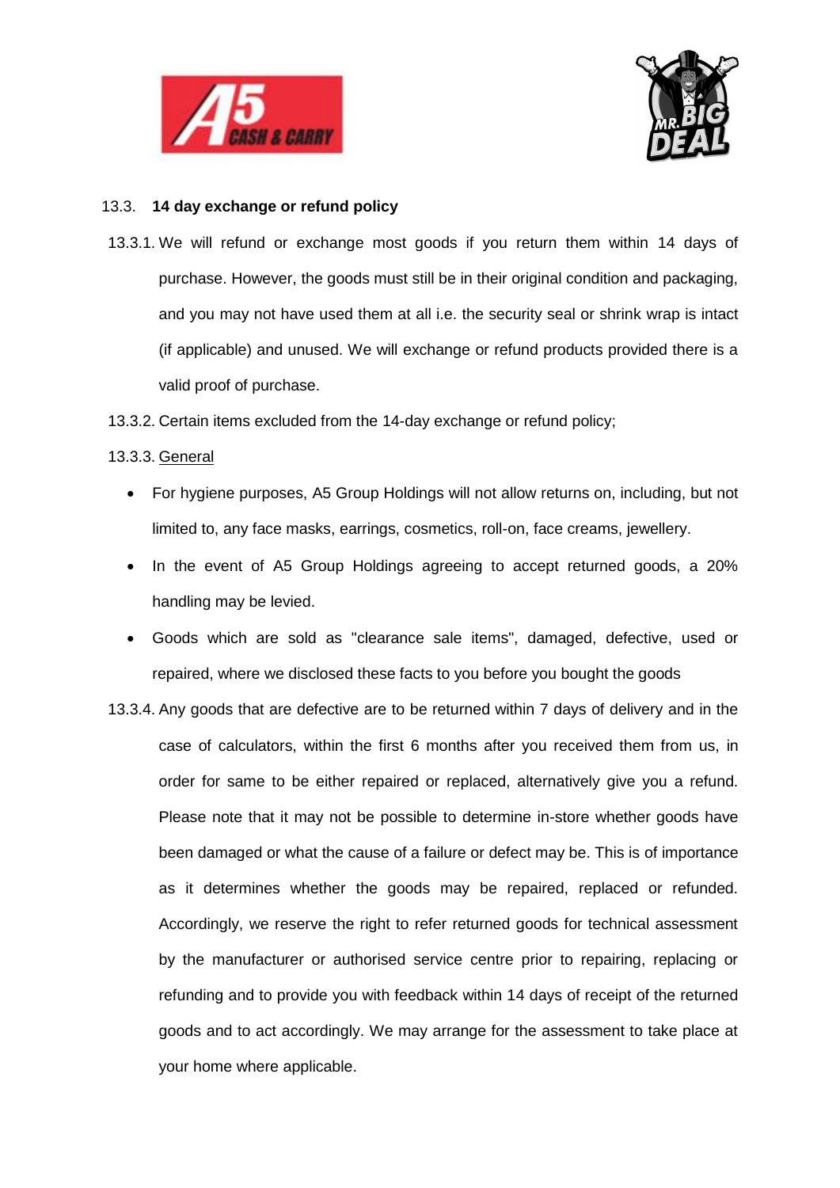### 13.3. **14 day exchange or refund policy**

13.3.1. We will refund or exchange most goods if you return them within 14 days of purchase. However, the goods must still be in their original condition and packaging, and you may not have used them at all i.e. the security seal or shrink wrap is intact (if applicable) and unused. We will exchange or refund products provided there is a valid proof of purchase.

13.3.2. Certain items excluded from the 14-day exchange or refund policy;

13.3.3. General

- For hygiene purposes, A5 Group Holdings will not allow returns on, including, but not limited to, any face masks, earrings, cosmetics, roll-on, face creams, jewellery.
- In the event of A5 Group Holdings agreeing to accept returned goods, a 20% handling may be levied.
- Goods which are sold as "clearance sale items", damaged, defective, used or repaired, where we disclosed these facts to you before you bought the goods

13.3.4. Any goods that are defective are to be returned within 7 days of delivery and in the case of calculators, within the first 6 months after you received them from us, in order for same to be either repaired or replaced, alternatively give you a refund. Please note that it may not be possible to determine in-store whether goods have been damaged or what the cause of a failure or defect may be. This is of importance as it determines whether the goods may be repaired, replaced or refunded. Accordingly, we reserve the right to refer returned goods for technical assessment by the manufacturer or authorised service centre prior to repairing, replacing or refunding and to provide you with feedback within 14 days of receipt of the returned goods and to act accordingly. We may arrange for the assessment to take place at your home where applicable.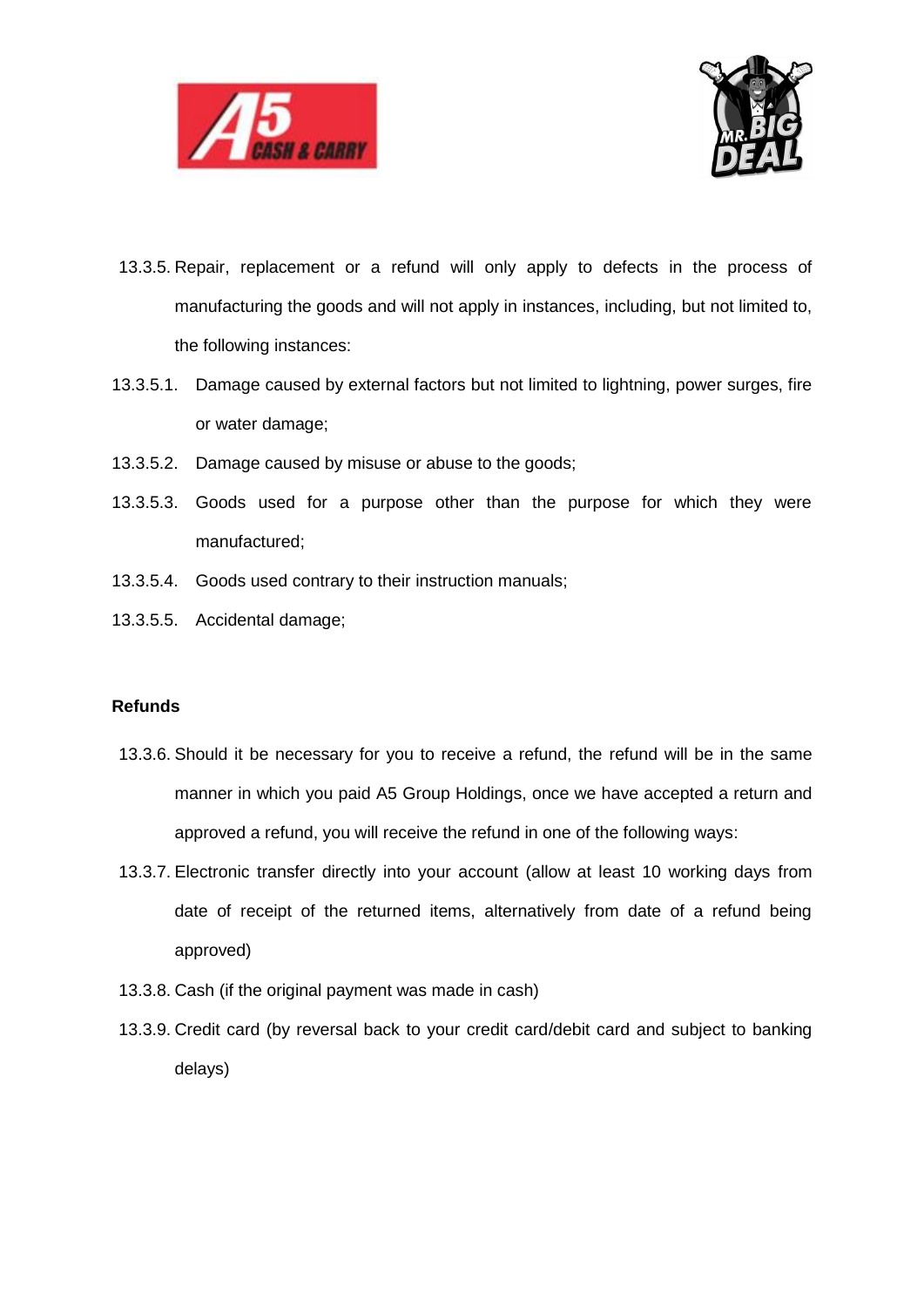13.3.5. Repair, replacement or a refund will only apply to defects in the process of manufacturing the goods and will not apply in instances, including, but not limited to, the following instances:

13.3.5.1. Damage caused by external factors but not limited to lightning, power surges, fire or water damage;

13.3.5.2. Damage caused by misuse or abuse to the goods;

13.3.5.3. Goods used for a purpose other than the purpose for which they were manufactured;

13.3.5.4. Goods used contrary to their instruction manuals;

13.3.5.5. Accidental damage;

**Refunds**

13.3.6. Should it be necessary for you to receive a refund, the refund will be in the same manner in which you paid A5 Group Holdings, once we have accepted a return and approved a refund, you will receive the refund in one of the following ways:

13.3.7. Electronic transfer directly into your account (allow at least 10 working days from date of receipt of the returned items, alternatively from date of a refund being approved)

13.3.8. Cash (if the original payment was made in cash)

13.3.9. Credit card (by reversal back to your credit card/debit card and subject to banking delays)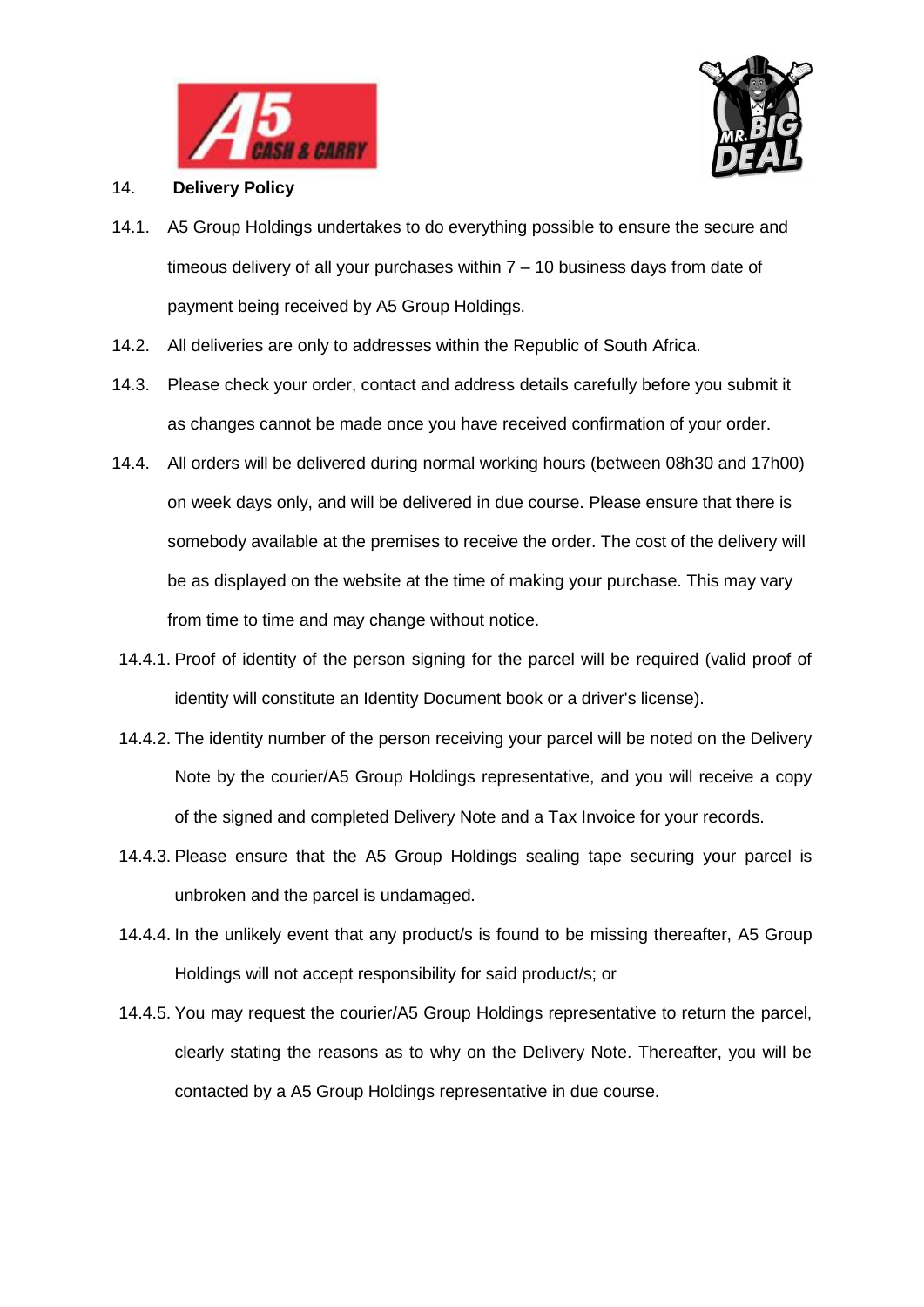## 14. Delivery Policy

14.1. A5 Group Holdings undertakes to do everything possible to ensure the secure and timeous delivery of all your purchases within 7 – 10 business days from date of payment being received by A5 Group Holdings.

14.2. All deliveries are only to addresses within the Republic of South Africa.

14.3. Please check your order, contact and address details carefully before you submit it as changes cannot be made once you have received confirmation of your order.

14.4. All orders will be delivered during normal working hours (between 08h30 and 17h00) on week days only, and will be delivered in due course. Please ensure that there is somebody available at the premises to receive the order. The cost of the delivery will be as displayed on the website at the time of making your purchase. This may vary from time to time and may change without notice.

14.4.1. Proof of identity of the person signing for the parcel will be required (valid proof of identity will constitute an Identity Document book or a driver's license).

14.4.2. The identity number of the person receiving your parcel will be noted on the Delivery Note by the courier/A5 Group Holdings representative, and you will receive a copy of the signed and completed Delivery Note and a Tax Invoice for your records.

14.4.3. Please ensure that the A5 Group Holdings sealing tape securing your parcel is unbroken and the parcel is undamaged.

14.4.4. In the unlikely event that any product/s is found to be missing thereafter, A5 Group Holdings will not accept responsibility for said product/s; or

14.4.5. You may request the courier/A5 Group Holdings representative to return the parcel, clearly stating the reasons as to why on the Delivery Note. Thereafter, you will be contacted by a A5 Group Holdings representative in due course.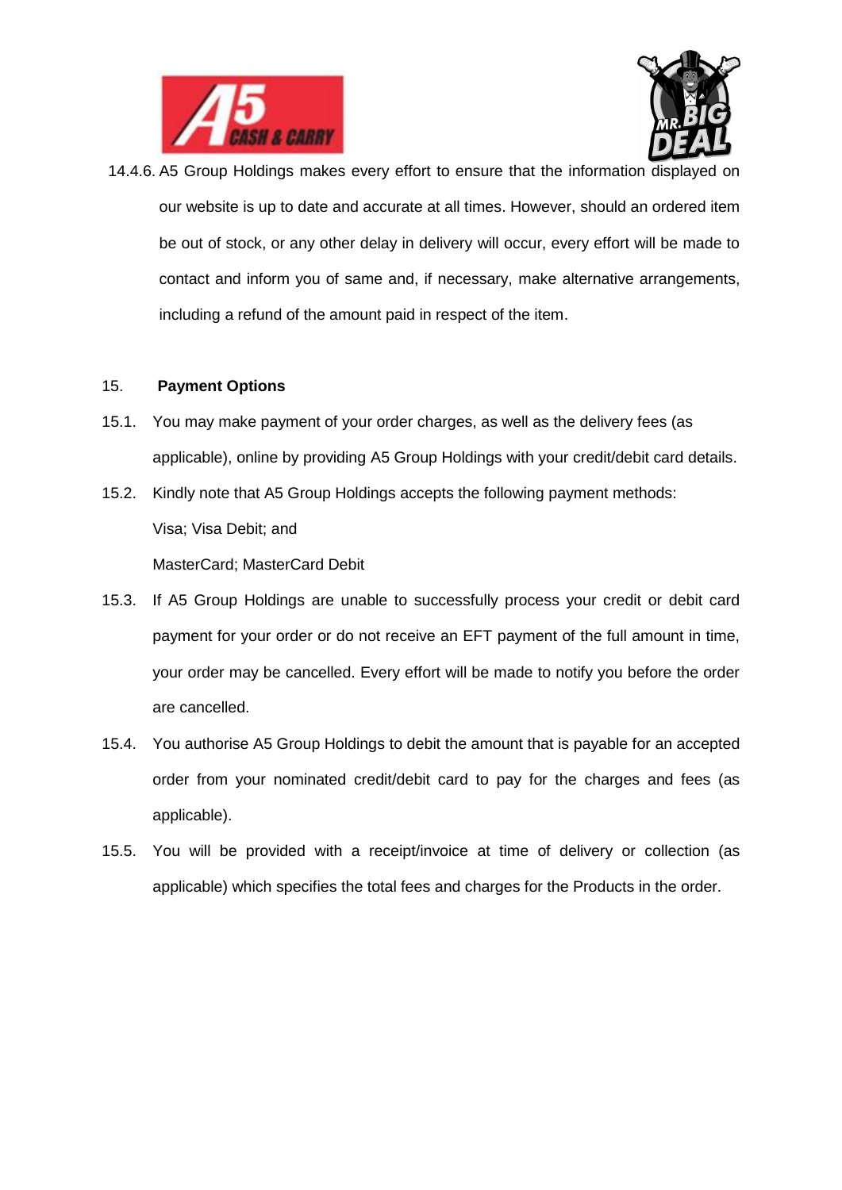14.4.6. A5 Group Holdings makes every effort to ensure that the information displayed on our website is up to date and accurate at all times. However, should an ordered item be out of stock, or any other delay in delivery will occur, every effort will be made to contact and inform you of same and, if necessary, make alternative arrangements, including a refund of the amount paid in respect of the item.

## 15. Payment Options

15.1. You may make payment of your order charges, as well as the delivery fees (as applicable), online by providing A5 Group Holdings with your credit/debit card details.

15.2. Kindly note that A5 Group Holdings accepts the following payment methods:

Visa; Visa Debit; and

MasterCard; MasterCard Debit

15.3. If A5 Group Holdings are unable to successfully process your credit or debit card payment for your order or do not receive an EFT payment of the full amount in time, your order may be cancelled. Every effort will be made to notify you before the order are cancelled.

15.4. You authorise A5 Group Holdings to debit the amount that is payable for an accepted order from your nominated credit/debit card to pay for the charges and fees (as applicable).

15.5. You will be provided with a receipt/invoice at time of delivery or collection (as applicable) which specifies the total fees and charges for the Products in the order.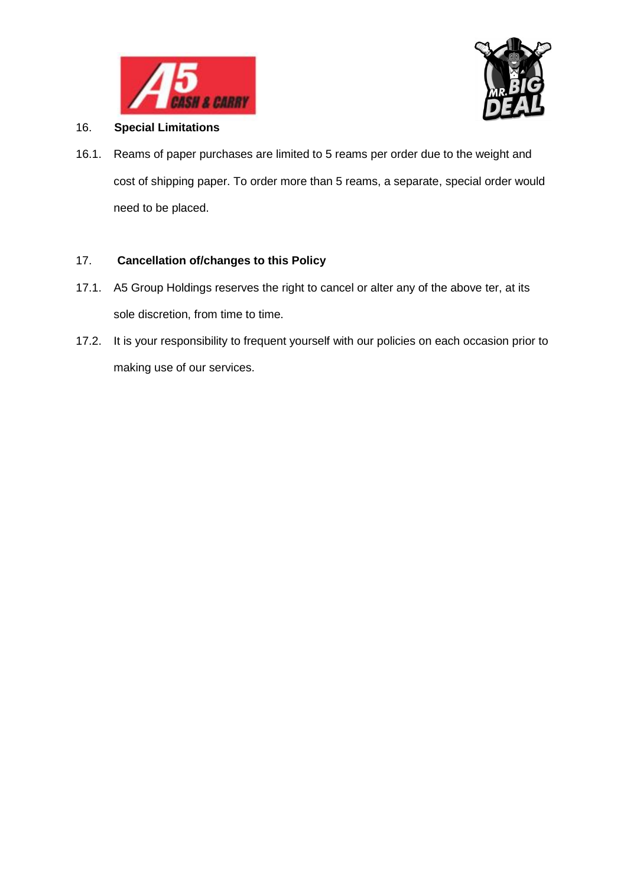## 16. Special Limitations

16.1. Reams of paper purchases are limited to 5 reams per order due to the weight and cost of shipping paper. To order more than 5 reams, a separate, special order would need to be placed.

## 17. Cancellation of/changes to this Policy

17.1. A5 Group Holdings reserves the right to cancel or alter any of the above ter, at its sole discretion, from time to time.

17.2. It is your responsibility to frequent yourself with our policies on each occasion prior to making use of our services.